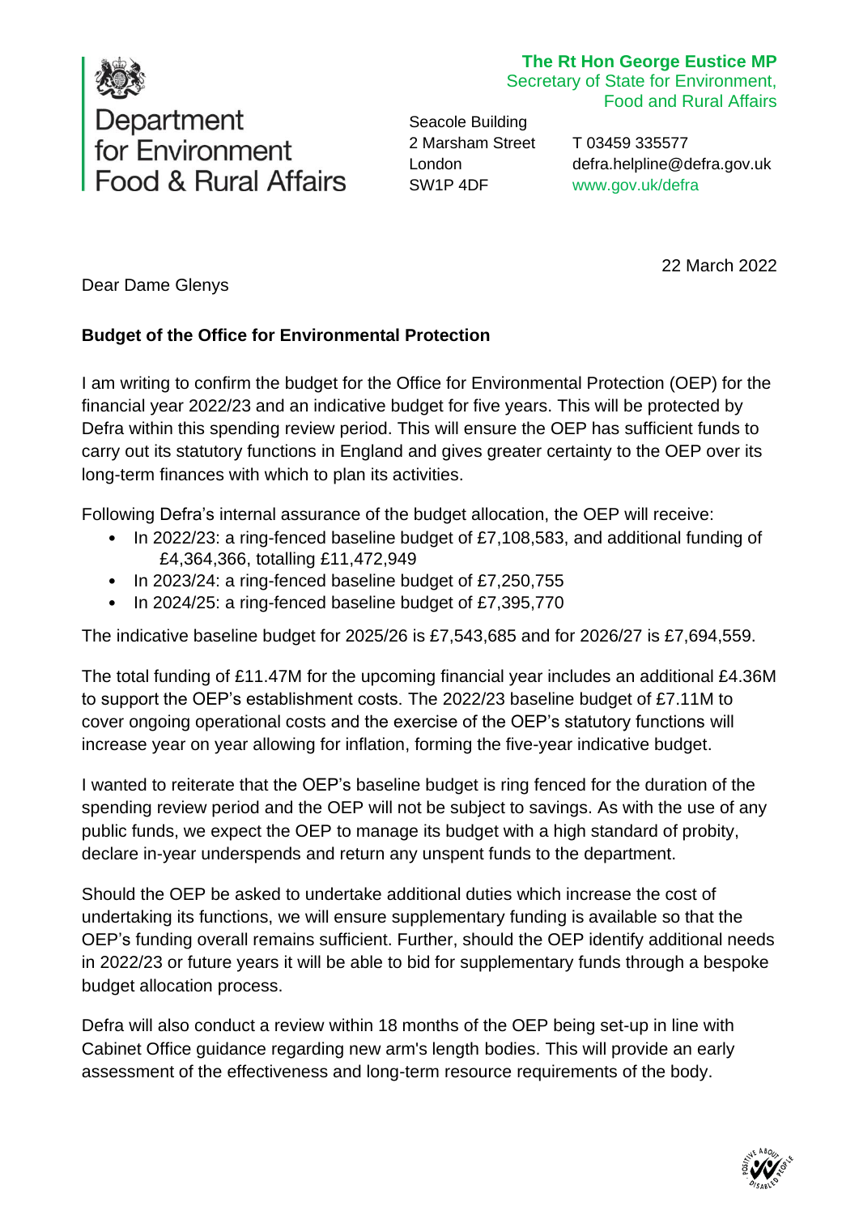Department for Environment Food & Rural Affairs

**The Rt Hon George Eustice MP**
Secretary of State for Environment, Food and Rural Affairs

Seacole Building
2 Marsham Street
London
SW1P 4DF

T 03459 335577
defra.helpline@defra.gov.uk
www.gov.uk/defra

22 March 2022

Dear Dame Glenys

**Budget of the Office for Environmental Protection**

I am writing to confirm the budget for the Office for Environmental Protection (OEP) for the financial year 2022/23 and an indicative budget for five years. This will be protected by Defra within this spending review period. This will ensure the OEP has sufficient funds to carry out its statutory functions in England and gives greater certainty to the OEP over its long-term finances with which to plan its activities.

Following Defra's internal assurance of the budget allocation, the OEP will receive:

- In 2022/23: a ring-fenced baseline budget of £7,108,583, and additional funding of £4,364,366, totalling £11,472,949
- In 2023/24: a ring-fenced baseline budget of £7,250,755
- In 2024/25: a ring-fenced baseline budget of £7,395,770

The indicative baseline budget for 2025/26 is £7,543,685 and for 2026/27 is £7,694,559.

The total funding of £11.47M for the upcoming financial year includes an additional £4.36M to support the OEP's establishment costs. The 2022/23 baseline budget of £7.11M to cover ongoing operational costs and the exercise of the OEP's statutory functions will increase year on year allowing for inflation, forming the five-year indicative budget.

I wanted to reiterate that the OEP's baseline budget is ring fenced for the duration of the spending review period and the OEP will not be subject to savings. As with the use of any public funds, we expect the OEP to manage its budget with a high standard of probity, declare in-year underspends and return any unspent funds to the department.

Should the OEP be asked to undertake additional duties which increase the cost of undertaking its functions, we will ensure supplementary funding is available so that the OEP's funding overall remains sufficient. Further, should the OEP identify additional needs in 2022/23 or future years it will be able to bid for supplementary funds through a bespoke budget allocation process.

Defra will also conduct a review within 18 months of the OEP being set-up in line with Cabinet Office guidance regarding new arm's length bodies. This will provide an early assessment of the effectiveness and long-term resource requirements of the body.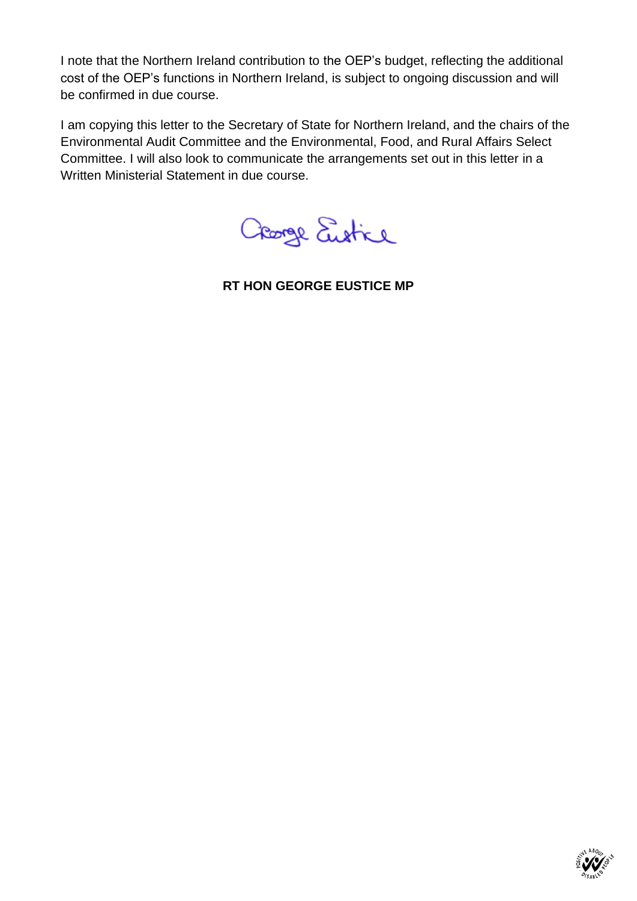I note that the Northern Ireland contribution to the OEP's budget, reflecting the additional cost of the OEP's functions in Northern Ireland, is subject to ongoing discussion and will be confirmed in due course.

I am copying this letter to the Secretary of State for Northern Ireland, and the chairs of the Environmental Audit Committee and the Environmental, Food, and Rural Affairs Select Committee. I will also look to communicate the arrangements set out in this letter in a Written Ministerial Statement in due course.

George Eustice

**RT HON GEORGE EUSTICE MP**